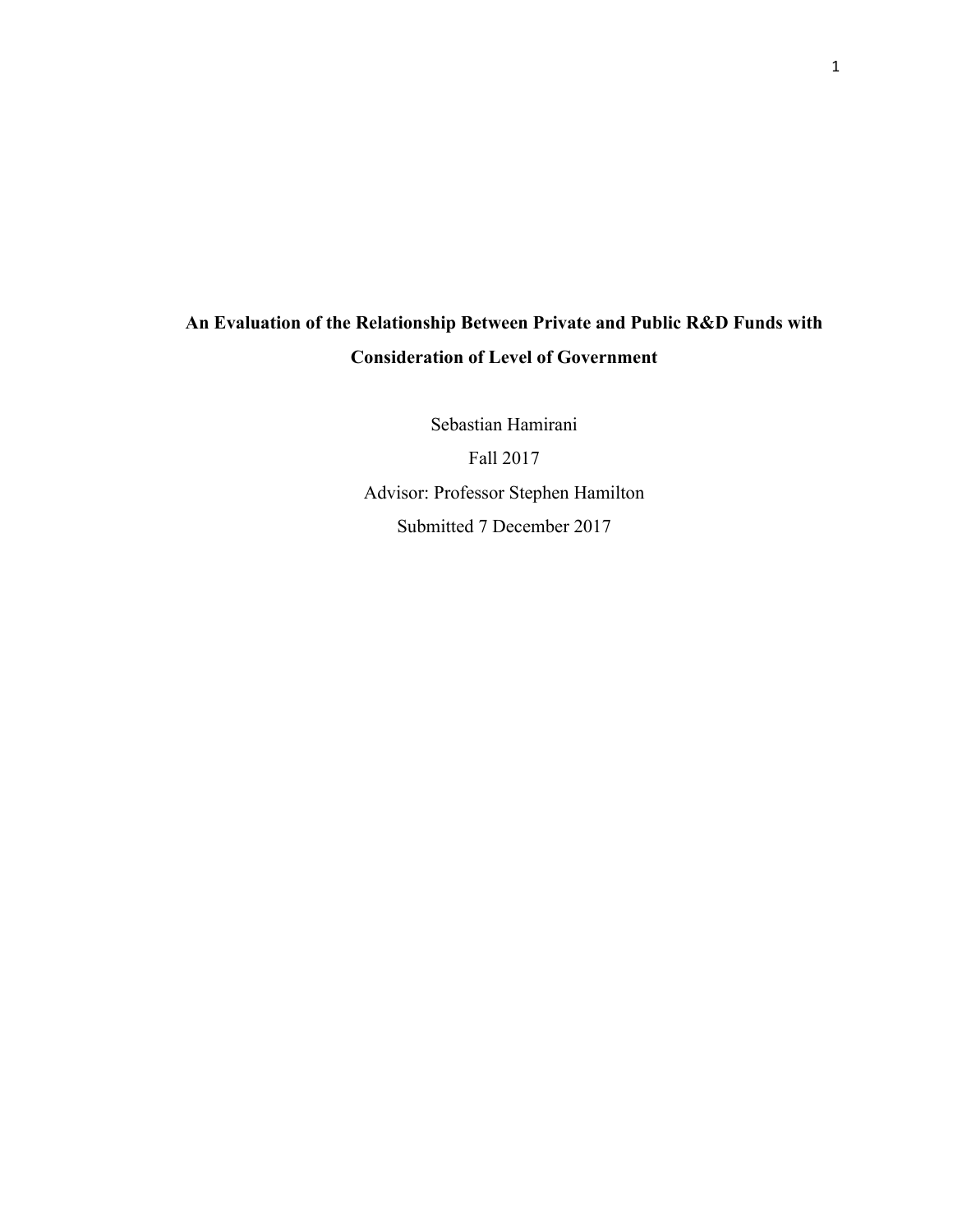# An Evaluation of the Relationship Between Private and Public R&D Funds with Consideration of Level of Government

Sebastian Hamirani

Fall 2017

Advisor: Professor Stephen Hamilton

Submitted 7 December 2017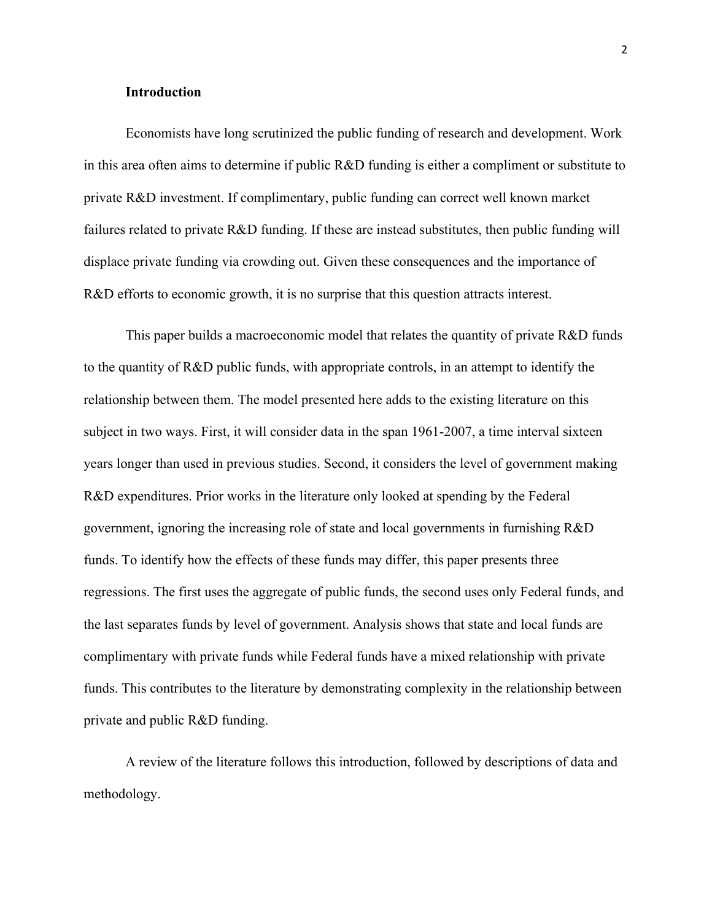## Introduction

Economists have long scrutinized the public funding of research and development. Work in this area often aims to determine if public R&D funding is either a compliment or substitute to private R&D investment. If complimentary, public funding can correct well known market failures related to private R&D funding. If these are instead substitutes, then public funding will displace private funding via crowding out. Given these consequences and the importance of R&D efforts to economic growth, it is no surprise that this question attracts interest.

This paper builds a macroeconomic model that relates the quantity of private R&D funds to the quantity of R&D public funds, with appropriate controls, in an attempt to identify the relationship between them. The model presented here adds to the existing literature on this subject in two ways. First, it will consider data in the span 1961-2007, a time interval sixteen years longer than used in previous studies. Second, it considers the level of government making R&D expenditures. Prior works in the literature only looked at spending by the Federal government, ignoring the increasing role of state and local governments in furnishing R&D funds. To identify how the effects of these funds may differ, this paper presents three regressions. The first uses the aggregate of public funds, the second uses only Federal funds, and the last separates funds by level of government. Analysis shows that state and local funds are complimentary with private funds while Federal funds have a mixed relationship with private funds. This contributes to the literature by demonstrating complexity in the relationship between private and public R&D funding.

A review of the literature follows this introduction, followed by descriptions of data and methodology.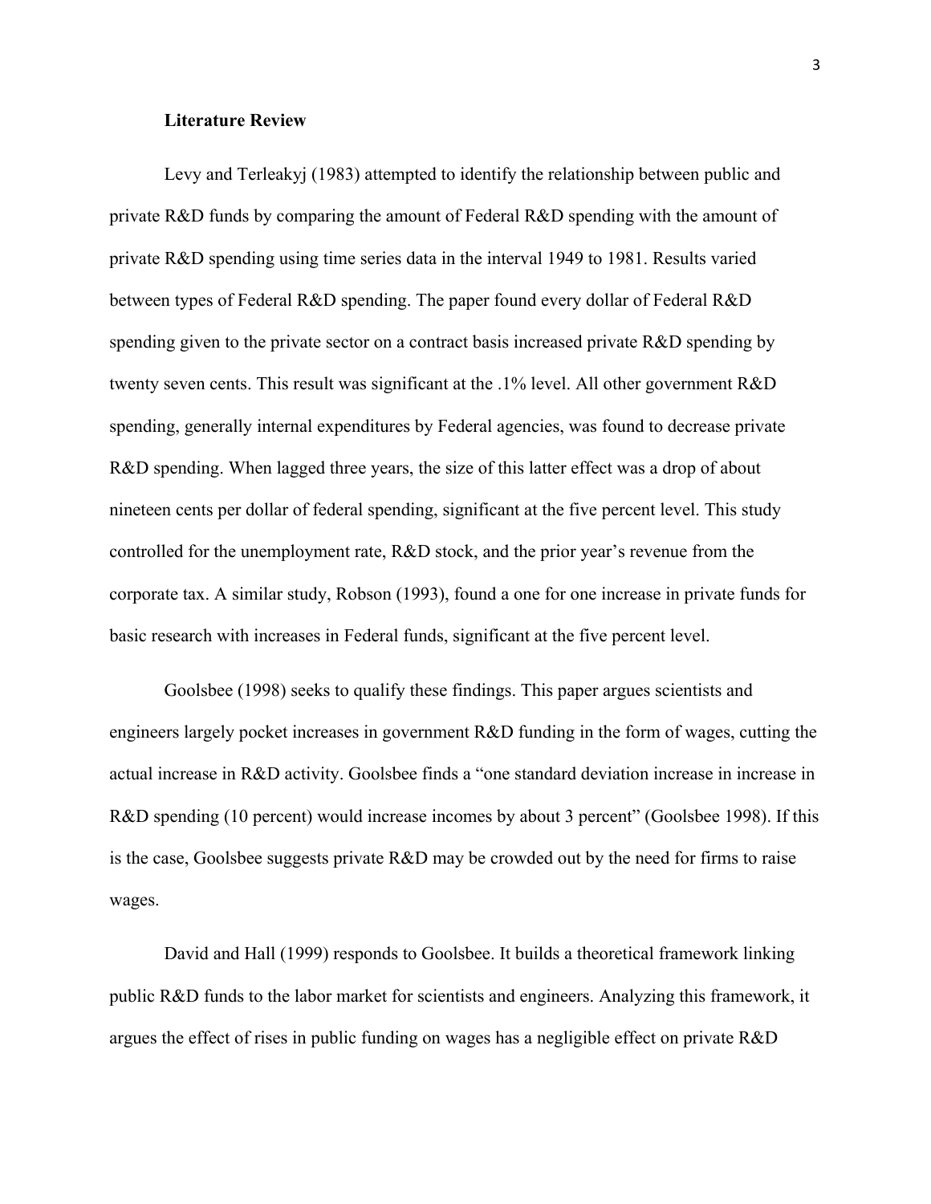**Literature Review**

Levy and Terleakyj (1983) attempted to identify the relationship between public and private R&D funds by comparing the amount of Federal R&D spending with the amount of private R&D spending using time series data in the interval 1949 to 1981. Results varied between types of Federal R&D spending. The paper found every dollar of Federal R&D spending given to the private sector on a contract basis increased private R&D spending by twenty seven cents. This result was significant at the .1% level. All other government R&D spending, generally internal expenditures by Federal agencies, was found to decrease private R&D spending. When lagged three years, the size of this latter effect was a drop of about nineteen cents per dollar of federal spending, significant at the five percent level. This study controlled for the unemployment rate, R&D stock, and the prior year's revenue from the corporate tax. A similar study, Robson (1993), found a one for one increase in private funds for basic research with increases in Federal funds, significant at the five percent level.

Goolsbee (1998) seeks to qualify these findings. This paper argues scientists and engineers largely pocket increases in government R&D funding in the form of wages, cutting the actual increase in R&D activity. Goolsbee finds a "one standard deviation increase in increase in R&D spending (10 percent) would increase incomes by about 3 percent" (Goolsbee 1998). If this is the case, Goolsbee suggests private R&D may be crowded out by the need for firms to raise wages.

David and Hall (1999) responds to Goolsbee. It builds a theoretical framework linking public R&D funds to the labor market for scientists and engineers. Analyzing this framework, it argues the effect of rises in public funding on wages has a negligible effect on private R&D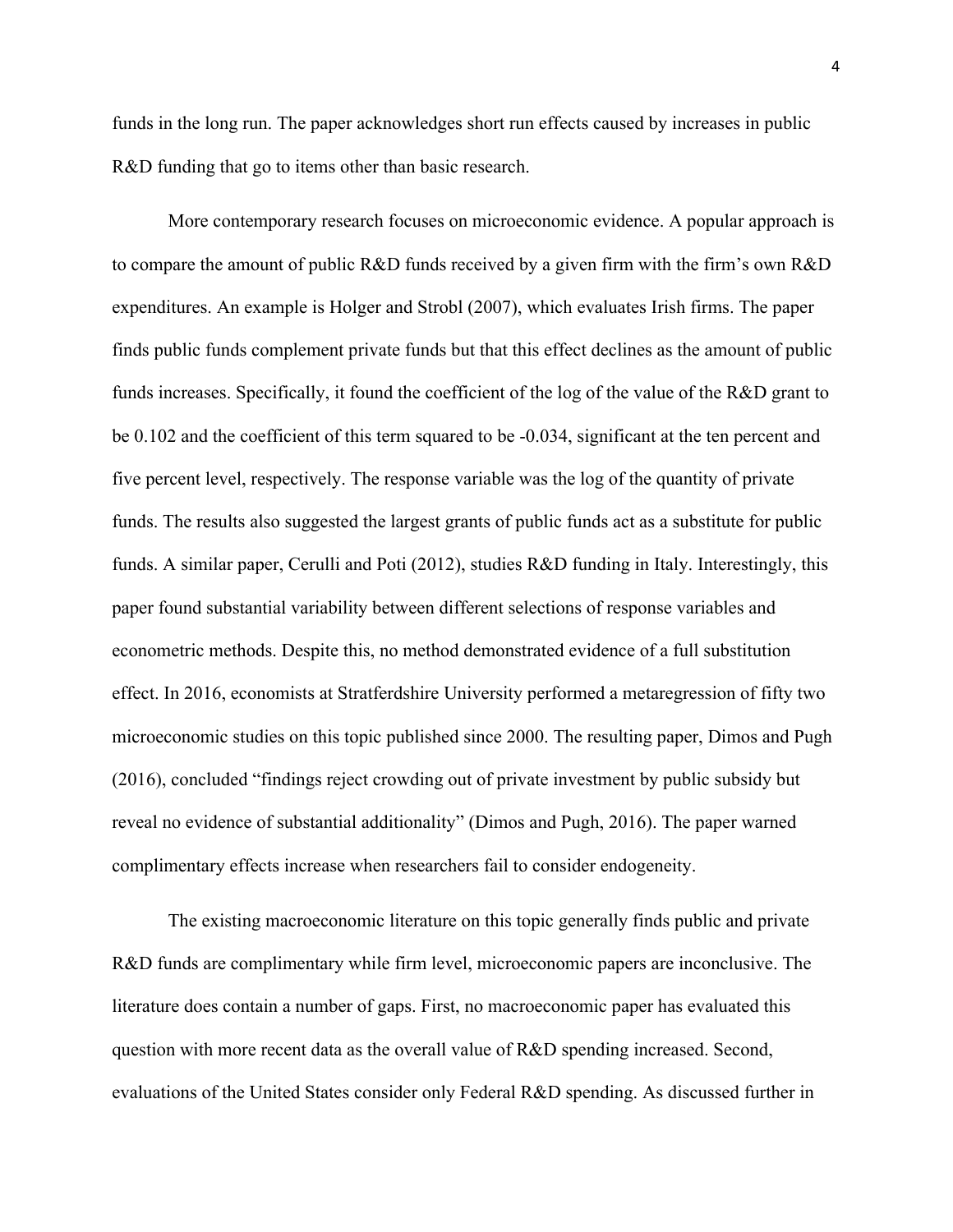funds in the long run. The paper acknowledges short run effects caused by increases in public R&D funding that go to items other than basic research.

More contemporary research focuses on microeconomic evidence. A popular approach is to compare the amount of public R&D funds received by a given firm with the firm's own R&D expenditures. An example is Holger and Strobl (2007), which evaluates Irish firms. The paper finds public funds complement private funds but that this effect declines as the amount of public funds increases. Specifically, it found the coefficient of the log of the value of the R&D grant to be 0.102 and the coefficient of this term squared to be -0.034, significant at the ten percent and five percent level, respectively. The response variable was the log of the quantity of private funds. The results also suggested the largest grants of public funds act as a substitute for public funds. A similar paper, Cerulli and Poti (2012), studies R&D funding in Italy. Interestingly, this paper found substantial variability between different selections of response variables and econometric methods. Despite this, no method demonstrated evidence of a full substitution effect. In 2016, economists at Stratferdshire University performed a metaregression of fifty two microeconomic studies on this topic published since 2000. The resulting paper, Dimos and Pugh (2016), concluded "findings reject crowding out of private investment by public subsidy but reveal no evidence of substantial additionality" (Dimos and Pugh, 2016). The paper warned complimentary effects increase when researchers fail to consider endogeneity.

The existing macroeconomic literature on this topic generally finds public and private R&D funds are complimentary while firm level, microeconomic papers are inconclusive. The literature does contain a number of gaps. First, no macroeconomic paper has evaluated this question with more recent data as the overall value of R&D spending increased. Second, evaluations of the United States consider only Federal R&D spending. As discussed further in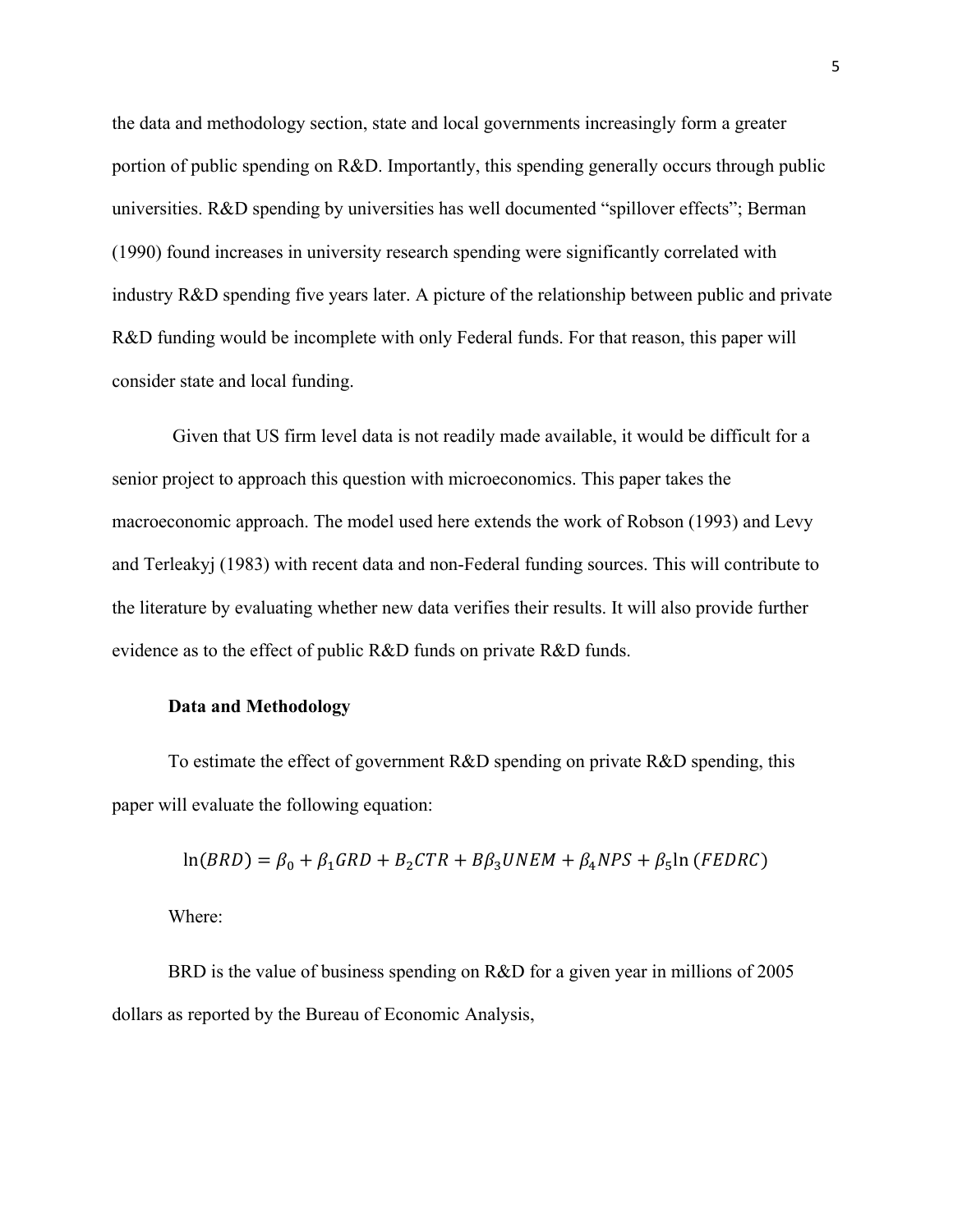the data and methodology section, state and local governments increasingly form a greater portion of public spending on R&D. Importantly, this spending generally occurs through public universities. R&D spending by universities has well documented "spillover effects"; Berman (1990) found increases in university research spending were significantly correlated with industry R&D spending five years later. A picture of the relationship between public and private R&D funding would be incomplete with only Federal funds. For that reason, this paper will consider state and local funding.

Given that US firm level data is not readily made available, it would be difficult for a senior project to approach this question with microeconomics. This paper takes the macroeconomic approach. The model used here extends the work of Robson (1993) and Levy and Terleakyj (1983) with recent data and non-Federal funding sources. This will contribute to the literature by evaluating whether new data verifies their results. It will also provide further evidence as to the effect of public R&D funds on private R&D funds.

### Data and Methodology

To estimate the effect of government R&D spending on private R&D spending, this paper will evaluate the following equation:

$$\ln(BRD) = \beta_0 + \beta_1 GRD + B_2 CTR + B\beta_3 UNEM + \beta_4 NPS + \beta_5 \ln(FEDRC)$$

Where:

BRD is the value of business spending on R&D for a given year in millions of 2005 dollars as reported by the Bureau of Economic Analysis,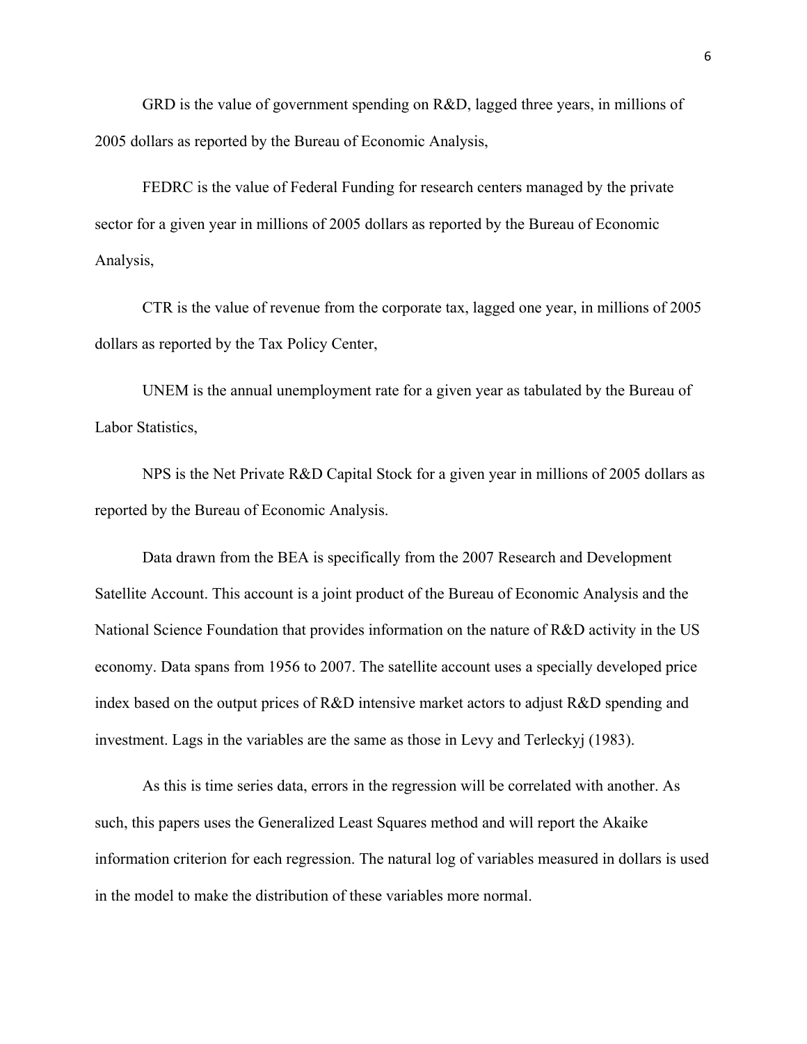GRD is the value of government spending on R&D, lagged three years, in millions of 2005 dollars as reported by the Bureau of Economic Analysis,

FEDRC is the value of Federal Funding for research centers managed by the private sector for a given year in millions of 2005 dollars as reported by the Bureau of Economic Analysis,

CTR is the value of revenue from the corporate tax, lagged one year, in millions of 2005 dollars as reported by the Tax Policy Center,

UNEM is the annual unemployment rate for a given year as tabulated by the Bureau of Labor Statistics,

NPS is the Net Private R&D Capital Stock for a given year in millions of 2005 dollars as reported by the Bureau of Economic Analysis.

Data drawn from the BEA is specifically from the 2007 Research and Development Satellite Account. This account is a joint product of the Bureau of Economic Analysis and the National Science Foundation that provides information on the nature of R&D activity in the US economy. Data spans from 1956 to 2007. The satellite account uses a specially developed price index based on the output prices of R&D intensive market actors to adjust R&D spending and investment. Lags in the variables are the same as those in Levy and Terleckyj (1983).

As this is time series data, errors in the regression will be correlated with another. As such, this papers uses the Generalized Least Squares method and will report the Akaike information criterion for each regression. The natural log of variables measured in dollars is used in the model to make the distribution of these variables more normal.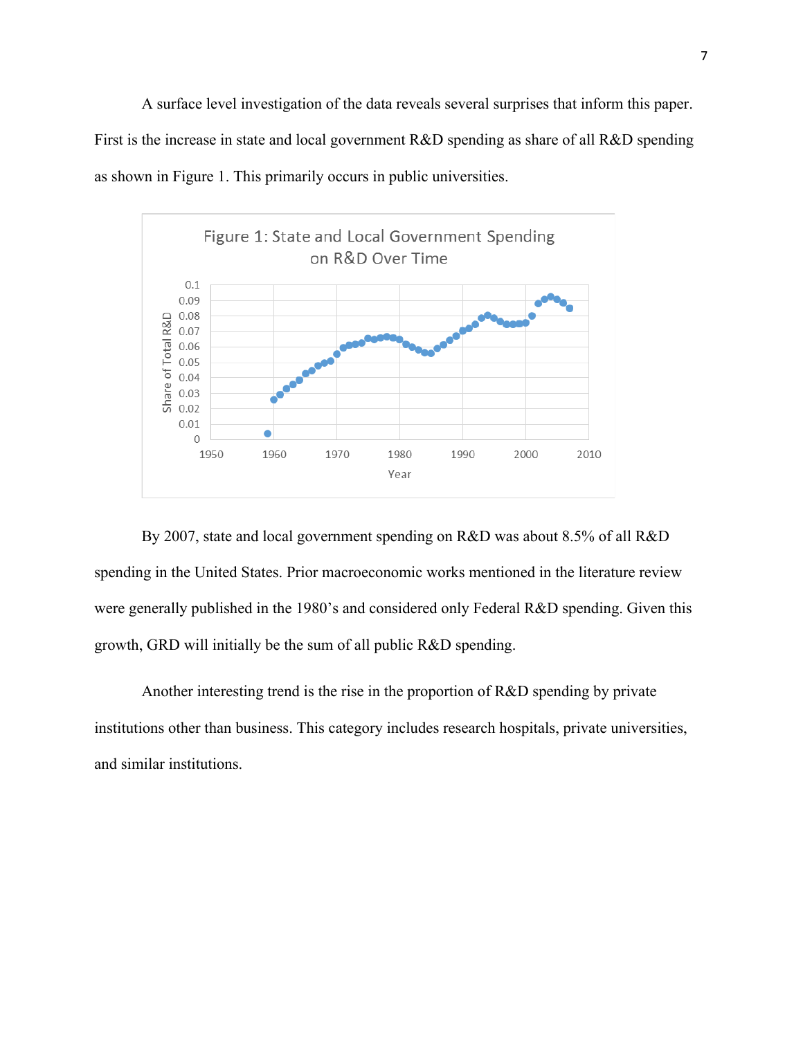A surface level investigation of the data reveals several surprises that inform this paper. First is the increase in state and local government R&D spending as share of all R&D spending as shown in Figure 1. This primarily occurs in public universities.

Figure 1: State and Local Government Spending on R&D Over Time

By 2007, state and local government spending on R&D was about 8.5% of all R&D spending in the United States. Prior macroeconomic works mentioned in the literature review were generally published in the 1980's and considered only Federal R&D spending. Given this growth, GRD will initially be the sum of all public R&D spending.

Another interesting trend is the rise in the proportion of R&D spending by private institutions other than business. This category includes research hospitals, private universities, and similar institutions.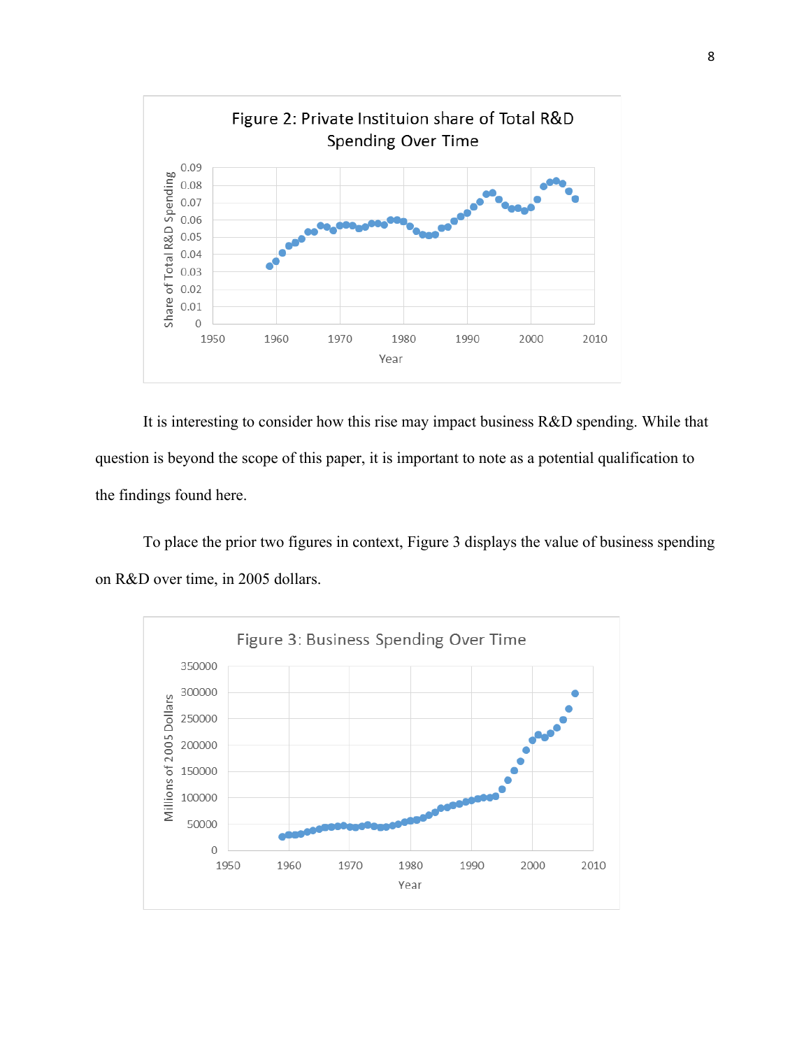Figure 2: Private Instituion share of Total R&D Spending Over Time

It is interesting to consider how this rise may impact business R&D spending. While that question is beyond the scope of this paper, it is important to note as a potential qualification to the findings found here.

To place the prior two figures in context, Figure 3 displays the value of business spending on R&D over time, in 2005 dollars.

Figure 3: Business Spending Over Time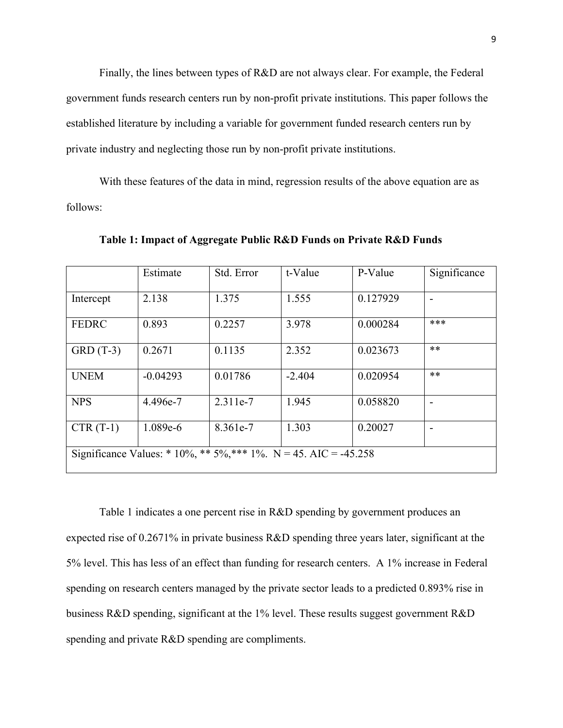Finally, the lines between types of R&D are not always clear. For example, the Federal government funds research centers run by non-profit private institutions. This paper follows the established literature by including a variable for government funded research centers run by private industry and neglecting those run by non-profit private institutions.

With these features of the data in mind, regression results of the above equation are as follows:

**Table 1: Impact of Aggregate Public R&D Funds on Private R&D Funds**

| | Estimate | Std. Error | t-Value | P-Value | Significance |
|---|---|---|---|---|---|
| Intercept | 2.138 | 1.375 | 1.555 | 0.127929 | - |
| FEDRC | 0.893 | 0.2257 | 3.978 | 0.000284 | *** |
| GRD (T-3) | 0.2671 | 0.1135 | 2.352 | 0.023673 | ** |
| UNEM | -0.04293 | 0.01786 | -2.404 | 0.020954 | ** |
| NPS | 4.496e-7 | 2.311e-7 | 1.945 | 0.058820 | - |
| CTR (T-1) | 1.089e-6 | 8.361e-7 | 1.303 | 0.20027 | - |
| Significance Values: * 10%, ** 5%,*** 1%. N = 45. AIC = -45.258 | | | | | |

Table 1 indicates a one percent rise in R&D spending by government produces an expected rise of 0.2671% in private business R&D spending three years later, significant at the 5% level. This has less of an effect than funding for research centers. A 1% increase in Federal spending on research centers managed by the private sector leads to a predicted 0.893% rise in business R&D spending, significant at the 1% level. These results suggest government R&D spending and private R&D spending are compliments.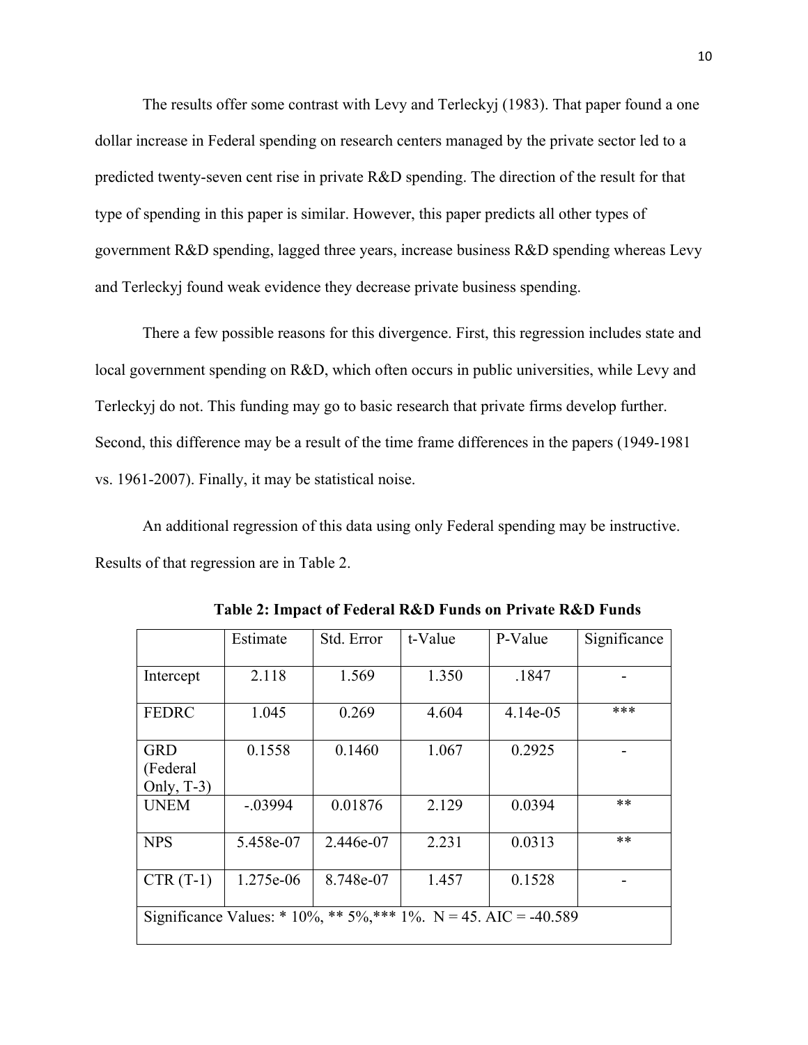The results offer some contrast with Levy and Terleckyj (1983). That paper found a one dollar increase in Federal spending on research centers managed by the private sector led to a predicted twenty-seven cent rise in private R&D spending. The direction of the result for that type of spending in this paper is similar. However, this paper predicts all other types of government R&D spending, lagged three years, increase business R&D spending whereas Levy and Terleckyj found weak evidence they decrease private business spending.

There a few possible reasons for this divergence. First, this regression includes state and local government spending on R&D, which often occurs in public universities, while Levy and Terleckyj do not. This funding may go to basic research that private firms develop further. Second, this difference may be a result of the time frame differences in the papers (1949-1981 vs. 1961-2007). Finally, it may be statistical noise.

An additional regression of this data using only Federal spending may be instructive. Results of that regression are in Table 2.

**Table 2: Impact of Federal R&D Funds on Private R&D Funds**

| | Estimate | Std. Error | t-Value | P-Value | Significance |
|---|---|---|---|---|---|
| Intercept | 2.118 | 1.569 | 1.350 | .1847 | - |
| FEDRC | 1.045 | 0.269 | 4.604 | 4.14e-05 | *** |
| GRD (Federal Only, T-3) | 0.1558 | 0.1460 | 1.067 | 0.2925 | - |
| UNEM | -.03994 | 0.01876 | 2.129 | 0.0394 | ** |
| NPS | 5.458e-07 | 2.446e-07 | 2.231 | 0.0313 | ** |
| CTR (T-1) | 1.275e-06 | 8.748e-07 | 1.457 | 0.1528 | - |
| Significance Values: * 10%, ** 5%,*** 1%. N = 45. AIC = -40.589 | | | | | |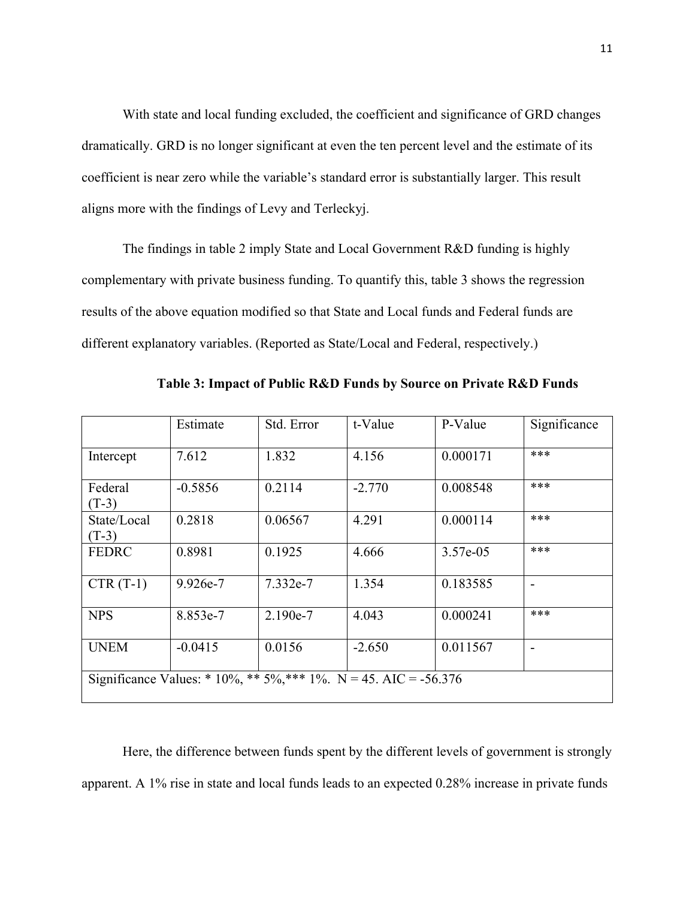With state and local funding excluded, the coefficient and significance of GRD changes dramatically. GRD is no longer significant at even the ten percent level and the estimate of its coefficient is near zero while the variable's standard error is substantially larger. This result aligns more with the findings of Levy and Terleckyj.

The findings in table 2 imply State and Local Government R&D funding is highly complementary with private business funding. To quantify this, table 3 shows the regression results of the above equation modified so that State and Local funds and Federal funds are different explanatory variables. (Reported as State/Local and Federal, respectively.)

**Table 3: Impact of Public R&D Funds by Source on Private R&D Funds**

| | Estimate | Std. Error | t-Value | P-Value | Significance |
|---|---|---|---|---|---|
| Intercept | 7.612 | 1.832 | 4.156 | 0.000171 | *** |
| Federal (T-3) | -0.5856 | 0.2114 | -2.770 | 0.008548 | *** |
| State/Local (T-3) | 0.2818 | 0.06567 | 4.291 | 0.000114 | *** |
| FEDRC | 0.8981 | 0.1925 | 4.666 | 3.57e-05 | *** |
| CTR (T-1) | 9.926e-7 | 7.332e-7 | 1.354 | 0.183585 | - |
| NPS | 8.853e-7 | 2.190e-7 | 4.043 | 0.000241 | *** |
| UNEM | -0.0415 | 0.0156 | -2.650 | 0.011567 | - |
| Significance Values: * 10%, ** 5%,*** 1%. N = 45. AIC = -56.376 | | | | | |

Here, the difference between funds spent by the different levels of government is strongly apparent. A 1% rise in state and local funds leads to an expected 0.28% increase in private funds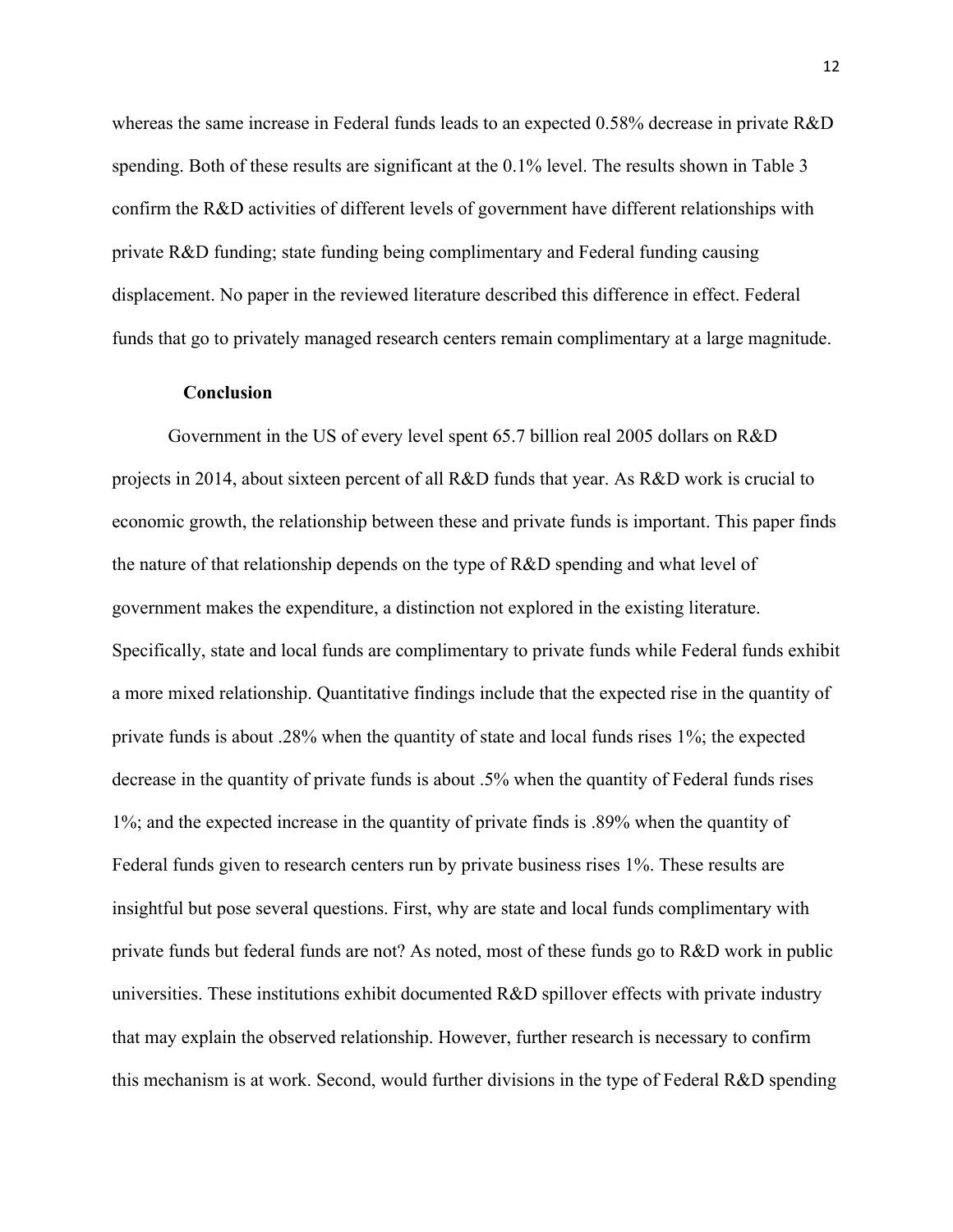whereas the same increase in Federal funds leads to an expected 0.58% decrease in private R&D spending. Both of these results are significant at the 0.1% level. The results shown in Table 3 confirm the R&D activities of different levels of government have different relationships with private R&D funding; state funding being complimentary and Federal funding causing displacement. No paper in the reviewed literature described this difference in effect. Federal funds that go to privately managed research centers remain complimentary at a large magnitude.

## Conclusion

Government in the US of every level spent 65.7 billion real 2005 dollars on R&D projects in 2014, about sixteen percent of all R&D funds that year. As R&D work is crucial to economic growth, the relationship between these and private funds is important. This paper finds the nature of that relationship depends on the type of R&D spending and what level of government makes the expenditure, a distinction not explored in the existing literature. Specifically, state and local funds are complimentary to private funds while Federal funds exhibit a more mixed relationship. Quantitative findings include that the expected rise in the quantity of private funds is about .28% when the quantity of state and local funds rises 1%; the expected decrease in the quantity of private funds is about .5% when the quantity of Federal funds rises 1%; and the expected increase in the quantity of private finds is .89% when the quantity of Federal funds given to research centers run by private business rises 1%. These results are insightful but pose several questions. First, why are state and local funds complimentary with private funds but federal funds are not? As noted, most of these funds go to R&D work in public universities. These institutions exhibit documented R&D spillover effects with private industry that may explain the observed relationship. However, further research is necessary to confirm this mechanism is at work. Second, would further divisions in the type of Federal R&D spending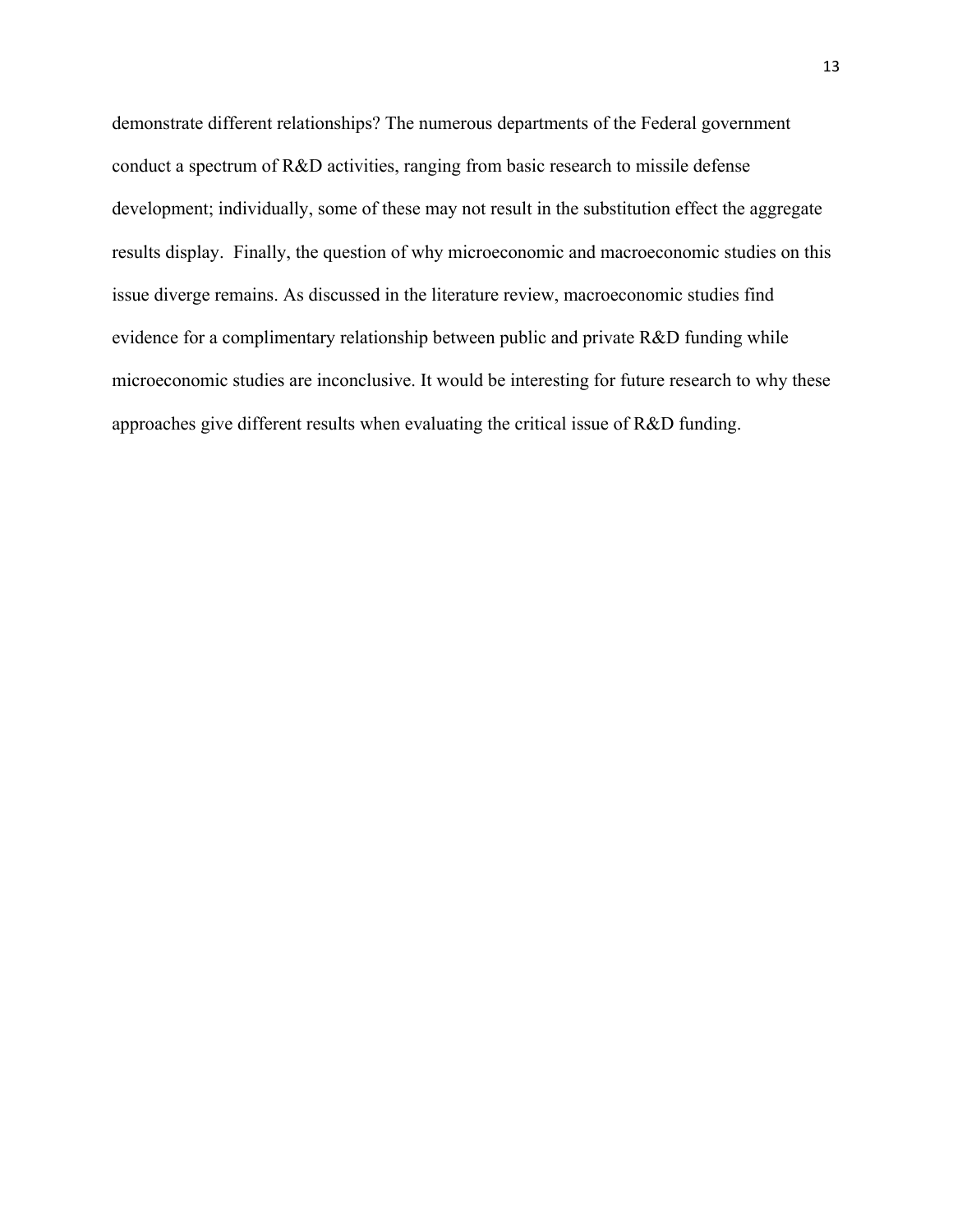demonstrate different relationships? The numerous departments of the Federal government conduct a spectrum of R&D activities, ranging from basic research to missile defense development; individually, some of these may not result in the substitution effect the aggregate results display. Finally, the question of why microeconomic and macroeconomic studies on this issue diverge remains. As discussed in the literature review, macroeconomic studies find evidence for a complimentary relationship between public and private R&D funding while microeconomic studies are inconclusive. It would be interesting for future research to why these approaches give different results when evaluating the critical issue of R&D funding.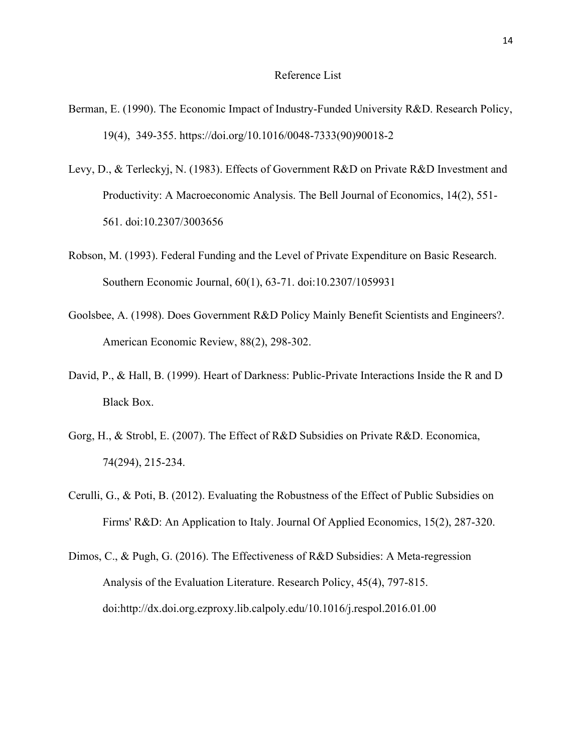Reference List

Berman, E. (1990). The Economic Impact of Industry-Funded University R&D. Research Policy, 19(4), 349-355. https://doi.org/10.1016/0048-7333(90)90018-2

Levy, D., & Terleckyj, N. (1983). Effects of Government R&D on Private R&D Investment and Productivity: A Macroeconomic Analysis. The Bell Journal of Economics, 14(2), 551-561. doi:10.2307/3003656

Robson, M. (1993). Federal Funding and the Level of Private Expenditure on Basic Research. Southern Economic Journal, 60(1), 63-71. doi:10.2307/1059931

Goolsbee, A. (1998). Does Government R&D Policy Mainly Benefit Scientists and Engineers?. American Economic Review, 88(2), 298-302.

David, P., & Hall, B. (1999). Heart of Darkness: Public-Private Interactions Inside the R and D Black Box.

Gorg, H., & Strobl, E. (2007). The Effect of R&D Subsidies on Private R&D. Economica, 74(294), 215-234.

Cerulli, G., & Poti, B. (2012). Evaluating the Robustness of the Effect of Public Subsidies on Firms' R&D: An Application to Italy. Journal Of Applied Economics, 15(2), 287-320.

Dimos, C., & Pugh, G. (2016). The Effectiveness of R&D Subsidies: A Meta-regression Analysis of the Evaluation Literature. Research Policy, 45(4), 797-815. doi:http://dx.doi.org.ezproxy.lib.calpoly.edu/10.1016/j.respol.2016.01.00